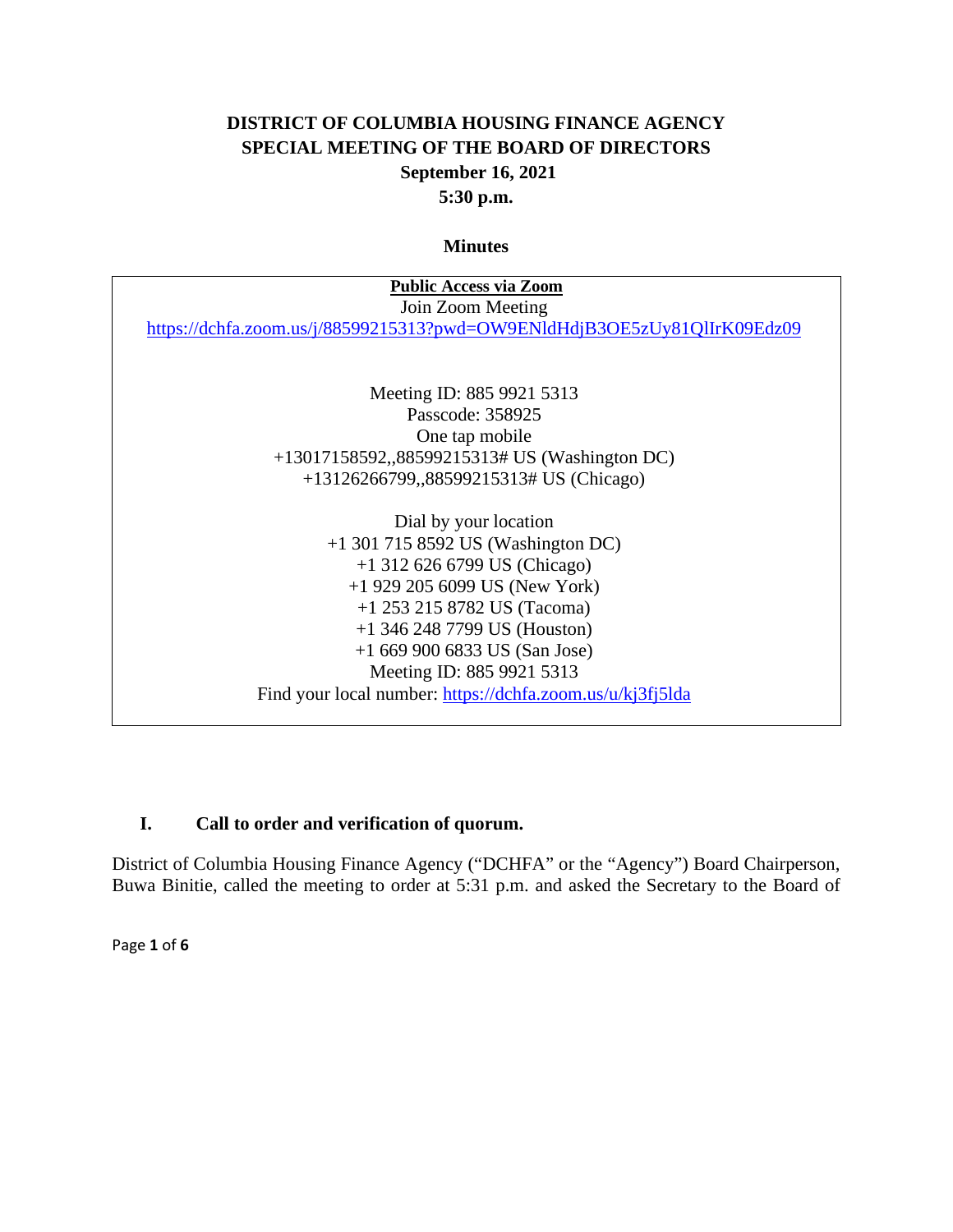# DISTRICT OF COLUMBIA HOUSING FINANCE AGENCY
## SPECIAL MEETING OF THE BOARD OF DIRECTORS
**September 16, 2021**

**5:30 p.m.**

**Minutes**

**Public Access via Zoom**

Join Zoom Meeting

https://dchfa.zoom.us/j/88599215313?pwd=OW9ENldHdjB3OE5zUy81QlIrK09Edz09

Meeting ID: 885 9921 5313
Passcode: 358925
One tap mobile
+13017158592,,88599215313# US (Washington DC)
+13126266799,,88599215313# US (Chicago)

Dial by your location
+1 301 715 8592 US (Washington DC)
+1 312 626 6799 US (Chicago)
+1 929 205 6099 US (New York)
+1 253 215 8782 US (Tacoma)
+1 346 248 7799 US (Houston)
+1 669 900 6833 US (San Jose)
Meeting ID: 885 9921 5313
Find your local number: https://dchfa.zoom.us/u/kj3fj5lda

## I. Call to order and verification of quorum.

District of Columbia Housing Finance Agency ("DCHFA" or the "Agency") Board Chairperson, Buwa Binitie, called the meeting to order at 5:31 p.m. and asked the Secretary to the Board of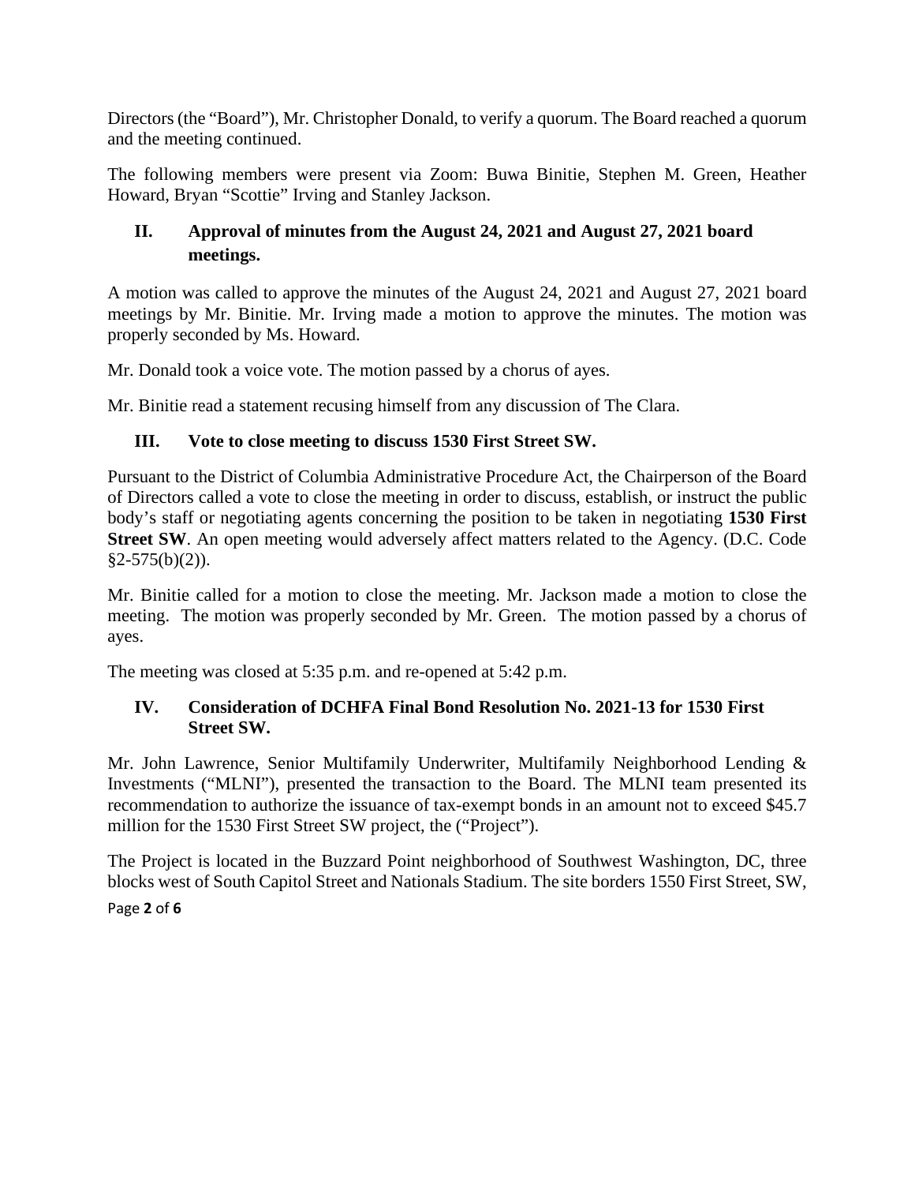Directors (the "Board"), Mr. Christopher Donald, to verify a quorum. The Board reached a quorum and the meeting continued.

The following members were present via Zoom: Buwa Binitie, Stephen M. Green, Heather Howard, Bryan "Scottie" Irving and Stanley Jackson.

## II. Approval of minutes from the August 24, 2021 and August 27, 2021 board meetings.

A motion was called to approve the minutes of the August 24, 2021 and August 27, 2021 board meetings by Mr. Binitie. Mr. Irving made a motion to approve the minutes. The motion was properly seconded by Ms. Howard.

Mr. Donald took a voice vote. The motion passed by a chorus of ayes.

Mr. Binitie read a statement recusing himself from any discussion of The Clara.

## III. Vote to close meeting to discuss 1530 First Street SW.

Pursuant to the District of Columbia Administrative Procedure Act, the Chairperson of the Board of Directors called a vote to close the meeting in order to discuss, establish, or instruct the public body's staff or negotiating agents concerning the position to be taken in negotiating **1530 First Street SW**. An open meeting would adversely affect matters related to the Agency. (D.C. Code §2-575(b)(2)).

Mr. Binitie called for a motion to close the meeting. Mr. Jackson made a motion to close the meeting. The motion was properly seconded by Mr. Green. The motion passed by a chorus of ayes.

The meeting was closed at 5:35 p.m. and re-opened at 5:42 p.m.

## IV. Consideration of DCHFA Final Bond Resolution No. 2021-13 for 1530 First Street SW.

Mr. John Lawrence, Senior Multifamily Underwriter, Multifamily Neighborhood Lending & Investments ("MLNI"), presented the transaction to the Board. The MLNI team presented its recommendation to authorize the issuance of tax-exempt bonds in an amount not to exceed $45.7 million for the 1530 First Street SW project, the ("Project").

The Project is located in the Buzzard Point neighborhood of Southwest Washington, DC, three blocks west of South Capitol Street and Nationals Stadium. The site borders 1550 First Street, SW,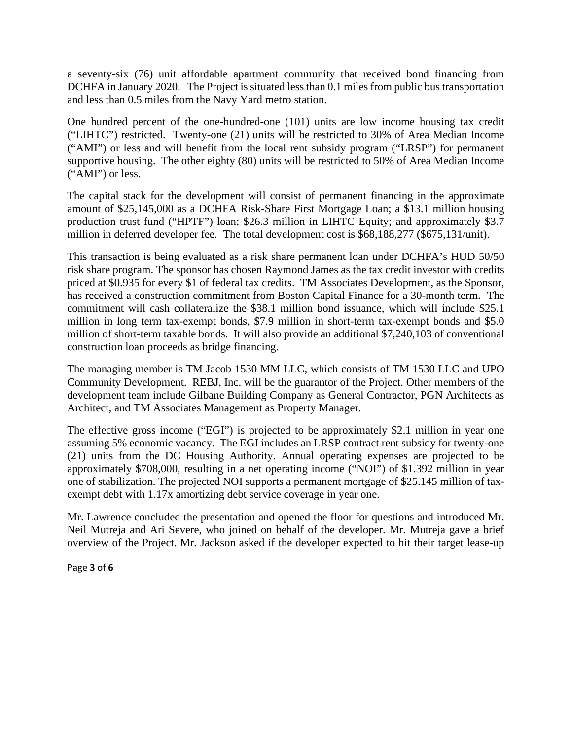a seventy-six (76) unit affordable apartment community that received bond financing from DCHFA in January 2020. The Project is situated less than 0.1 miles from public bus transportation and less than 0.5 miles from the Navy Yard metro station.

One hundred percent of the one-hundred-one (101) units are low income housing tax credit ("LIHTC") restricted. Twenty-one (21) units will be restricted to 30% of Area Median Income ("AMI") or less and will benefit from the local rent subsidy program ("LRSP") for permanent supportive housing. The other eighty (80) units will be restricted to 50% of Area Median Income ("AMI") or less.

The capital stack for the development will consist of permanent financing in the approximate amount of $25,145,000 as a DCHFA Risk-Share First Mortgage Loan; a $13.1 million housing production trust fund ("HPTF") loan; $26.3 million in LIHTC Equity; and approximately $3.7 million in deferred developer fee. The total development cost is $68,188,277 ($675,131/unit).

This transaction is being evaluated as a risk share permanent loan under DCHFA's HUD 50/50 risk share program. The sponsor has chosen Raymond James as the tax credit investor with credits priced at $0.935 for every $1 of federal tax credits. TM Associates Development, as the Sponsor, has received a construction commitment from Boston Capital Finance for a 30-month term. The commitment will cash collateralize the $38.1 million bond issuance, which will include $25.1 million in long term tax-exempt bonds, $7.9 million in short-term tax-exempt bonds and $5.0 million of short-term taxable bonds. It will also provide an additional $7,240,103 of conventional construction loan proceeds as bridge financing.

The managing member is TM Jacob 1530 MM LLC, which consists of TM 1530 LLC and UPO Community Development. REBJ, Inc. will be the guarantor of the Project. Other members of the development team include Gilbane Building Company as General Contractor, PGN Architects as Architect, and TM Associates Management as Property Manager.

The effective gross income ("EGI") is projected to be approximately $2.1 million in year one assuming 5% economic vacancy. The EGI includes an LRSP contract rent subsidy for twenty-one (21) units from the DC Housing Authority. Annual operating expenses are projected to be approximately $708,000, resulting in a net operating income ("NOI") of $1.392 million in year one of stabilization. The projected NOI supports a permanent mortgage of $25.145 million of tax-exempt debt with 1.17x amortizing debt service coverage in year one.

Mr. Lawrence concluded the presentation and opened the floor for questions and introduced Mr. Neil Mutreja and Ari Severe, who joined on behalf of the developer. Mr. Mutreja gave a brief overview of the Project. Mr. Jackson asked if the developer expected to hit their target lease-up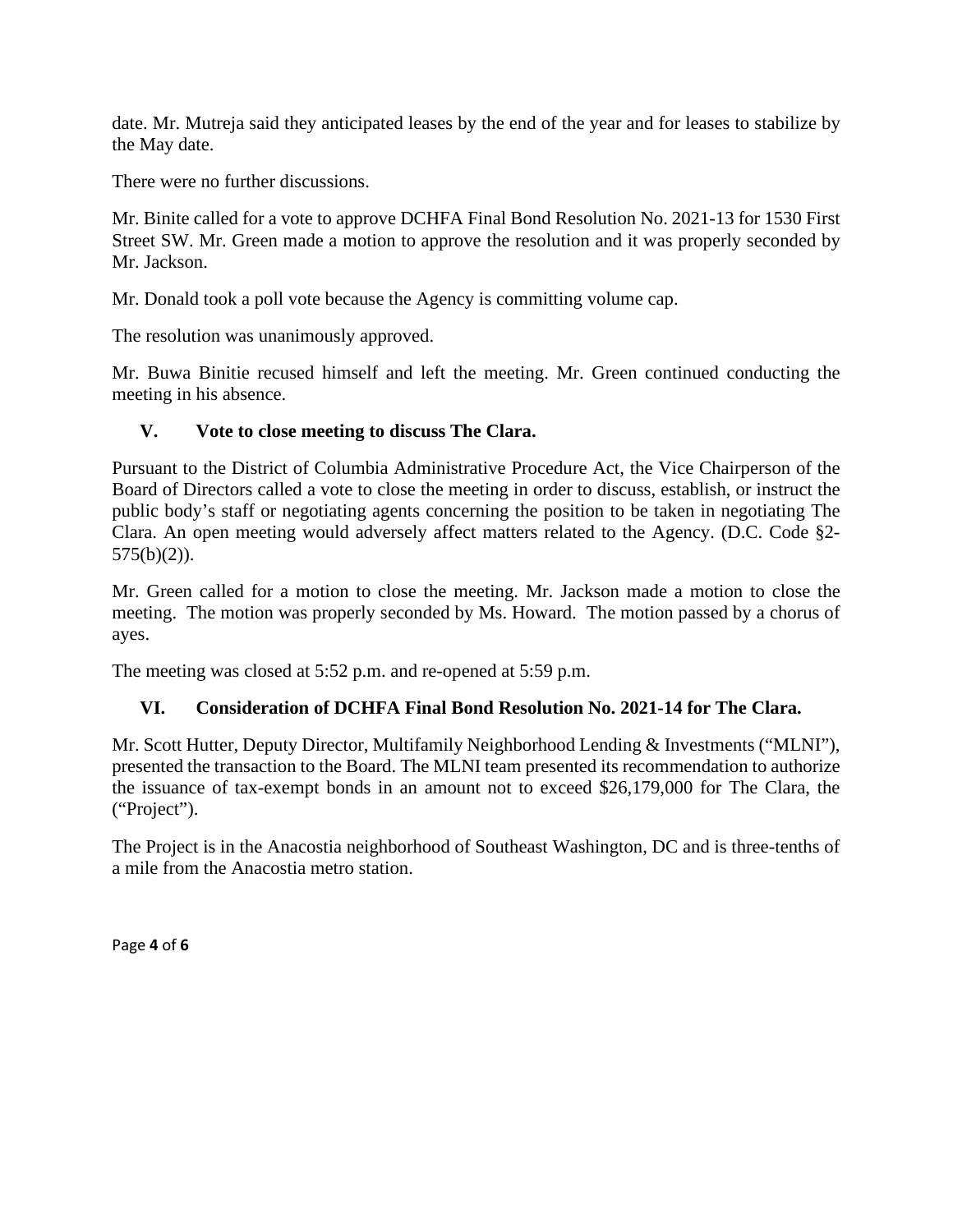date. Mr. Mutreja said they anticipated leases by the end of the year and for leases to stabilize by the May date.

There were no further discussions.

Mr. Binite called for a vote to approve DCHFA Final Bond Resolution No. 2021-13 for 1530 First Street SW. Mr. Green made a motion to approve the resolution and it was properly seconded by Mr. Jackson.

Mr. Donald took a poll vote because the Agency is committing volume cap.

The resolution was unanimously approved.

Mr. Buwa Binitie recused himself and left the meeting. Mr. Green continued conducting the meeting in his absence.

## V. Vote to close meeting to discuss The Clara.

Pursuant to the District of Columbia Administrative Procedure Act, the Vice Chairperson of the Board of Directors called a vote to close the meeting in order to discuss, establish, or instruct the public body's staff or negotiating agents concerning the position to be taken in negotiating The Clara. An open meeting would adversely affect matters related to the Agency. (D.C. Code §2-575(b)(2)).

Mr. Green called for a motion to close the meeting. Mr. Jackson made a motion to close the meeting. The motion was properly seconded by Ms. Howard. The motion passed by a chorus of ayes.

The meeting was closed at 5:52 p.m. and re-opened at 5:59 p.m.

## VI. Consideration of DCHFA Final Bond Resolution No. 2021-14 for The Clara.

Mr. Scott Hutter, Deputy Director, Multifamily Neighborhood Lending & Investments ("MLNI"), presented the transaction to the Board. The MLNI team presented its recommendation to authorize the issuance of tax-exempt bonds in an amount not to exceed $26,179,000 for The Clara, the ("Project").

The Project is in the Anacostia neighborhood of Southeast Washington, DC and is three-tenths of a mile from the Anacostia metro station.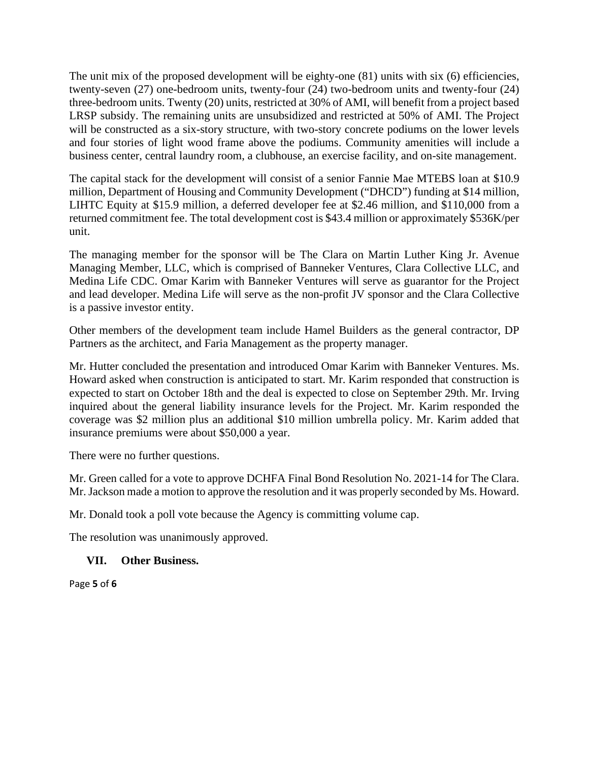The unit mix of the proposed development will be eighty-one (81) units with six (6) efficiencies, twenty-seven (27) one-bedroom units, twenty-four (24) two-bedroom units and twenty-four (24) three-bedroom units. Twenty (20) units, restricted at 30% of AMI, will benefit from a project based LRSP subsidy. The remaining units are unsubsidized and restricted at 50% of AMI. The Project will be constructed as a six-story structure, with two-story concrete podiums on the lower levels and four stories of light wood frame above the podiums. Community amenities will include a business center, central laundry room, a clubhouse, an exercise facility, and on-site management.

The capital stack for the development will consist of a senior Fannie Mae MTEBS loan at $10.9 million, Department of Housing and Community Development ("DHCD") funding at $14 million, LIHTC Equity at $15.9 million, a deferred developer fee at $2.46 million, and $110,000 from a returned commitment fee. The total development cost is $43.4 million or approximately $536K/per unit.

The managing member for the sponsor will be The Clara on Martin Luther King Jr. Avenue Managing Member, LLC, which is comprised of Banneker Ventures, Clara Collective LLC, and Medina Life CDC. Omar Karim with Banneker Ventures will serve as guarantor for the Project and lead developer. Medina Life will serve as the non-profit JV sponsor and the Clara Collective is a passive investor entity.

Other members of the development team include Hamel Builders as the general contractor, DP Partners as the architect, and Faria Management as the property manager.

Mr. Hutter concluded the presentation and introduced Omar Karim with Banneker Ventures. Ms. Howard asked when construction is anticipated to start. Mr. Karim responded that construction is expected to start on October 18th and the deal is expected to close on September 29th. Mr. Irving inquired about the general liability insurance levels for the Project. Mr. Karim responded the coverage was $2 million plus an additional $10 million umbrella policy. Mr. Karim added that insurance premiums were about $50,000 a year.

There were no further questions.

Mr. Green called for a vote to approve DCHFA Final Bond Resolution No. 2021-14 for The Clara. Mr. Jackson made a motion to approve the resolution and it was properly seconded by Ms. Howard.

Mr. Donald took a poll vote because the Agency is committing volume cap.

The resolution was unanimously approved.

## VII. Other Business.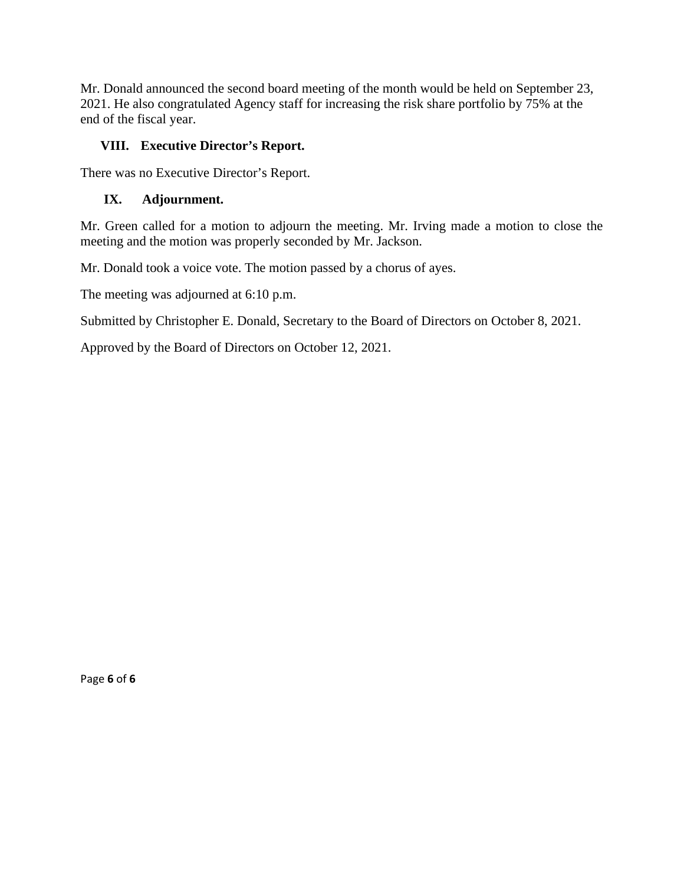Mr. Donald announced the second board meeting of the month would be held on September 23, 2021. He also congratulated Agency staff for increasing the risk share portfolio by 75% at the end of the fiscal year.

## VIII. Executive Director's Report.

There was no Executive Director's Report.

## IX. Adjournment.

Mr. Green called for a motion to adjourn the meeting. Mr. Irving made a motion to close the meeting and the motion was properly seconded by Mr. Jackson.

Mr. Donald took a voice vote. The motion passed by a chorus of ayes.

The meeting was adjourned at 6:10 p.m.

Submitted by Christopher E. Donald, Secretary to the Board of Directors on October 8, 2021.

Approved by the Board of Directors on October 12, 2021.